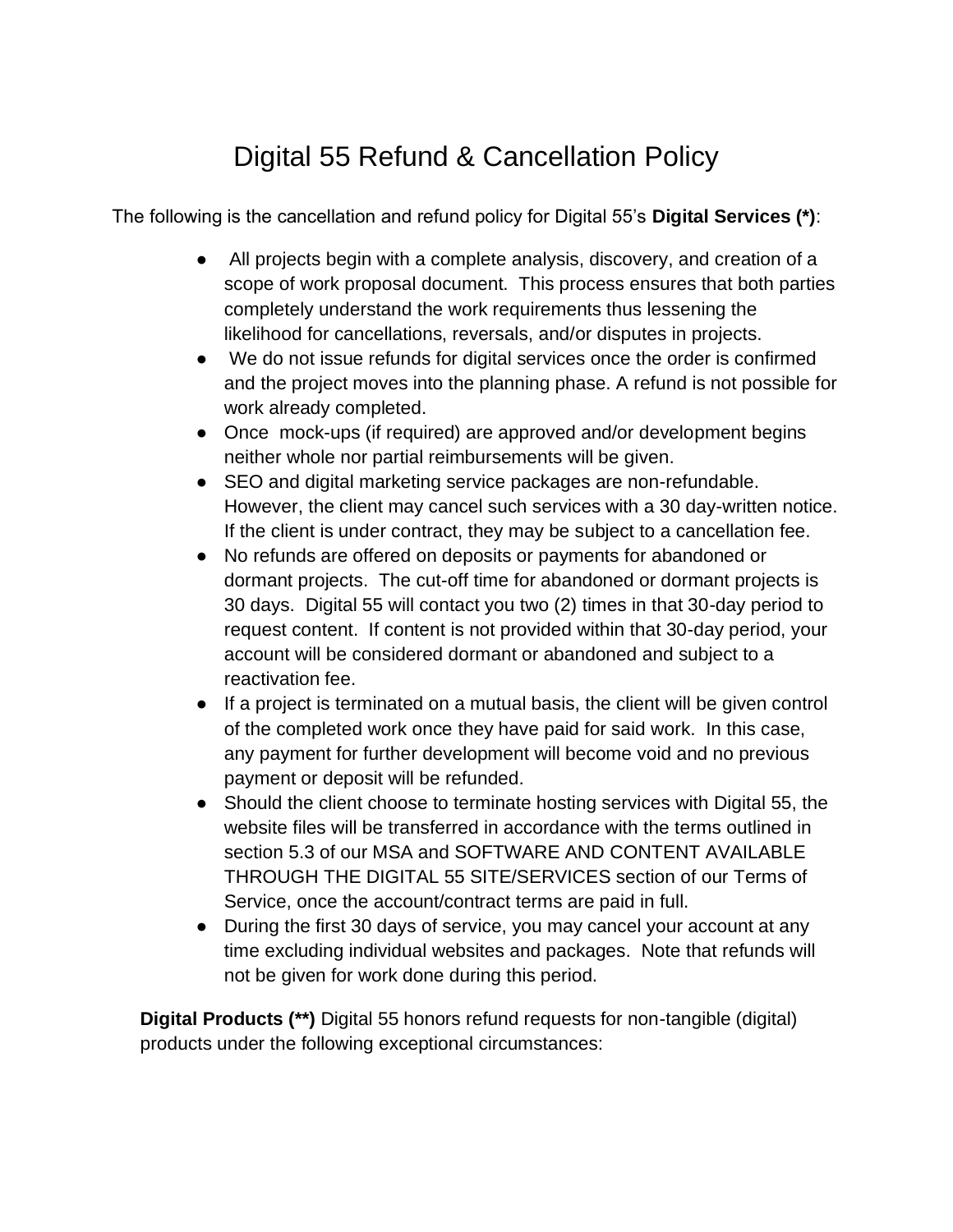# Digital 55 Refund & Cancellation Policy

The following is the cancellation and refund policy for Digital 55's **Digital Services (*)**:

- All projects begin with a complete analysis, discovery, and creation of a scope of work proposal document. This process ensures that both parties completely understand the work requirements thus lessening the likelihood for cancellations, reversals, and/or disputes in projects.
- We do not issue refunds for digital services once the order is confirmed and the project moves into the planning phase. A refund is not possible for work already completed.
- Once mock-ups (if required) are approved and/or development begins neither whole nor partial reimbursements will be given.
- SEO and digital marketing service packages are non-refundable. However, the client may cancel such services with a 30 day-written notice. If the client is under contract, they may be subject to a cancellation fee.
- No refunds are offered on deposits or payments for abandoned or dormant projects. The cut-off time for abandoned or dormant projects is 30 days. Digital 55 will contact you two (2) times in that 30-day period to request content. If content is not provided within that 30-day period, your account will be considered dormant or abandoned and subject to a reactivation fee.
- If a project is terminated on a mutual basis, the client will be given control of the completed work once they have paid for said work. In this case, any payment for further development will become void and no previous payment or deposit will be refunded.
- Should the client choose to terminate hosting services with Digital 55, the website files will be transferred in accordance with the terms outlined in section 5.3 of our MSA and SOFTWARE AND CONTENT AVAILABLE THROUGH THE DIGITAL 55 SITE/SERVICES section of our Terms of Service, once the account/contract terms are paid in full.
- During the first 30 days of service, you may cancel your account at any time excluding individual websites and packages. Note that refunds will not be given for work done during this period.

**Digital Products (**)** Digital 55 honors refund requests for non-tangible (digital) products under the following exceptional circumstances: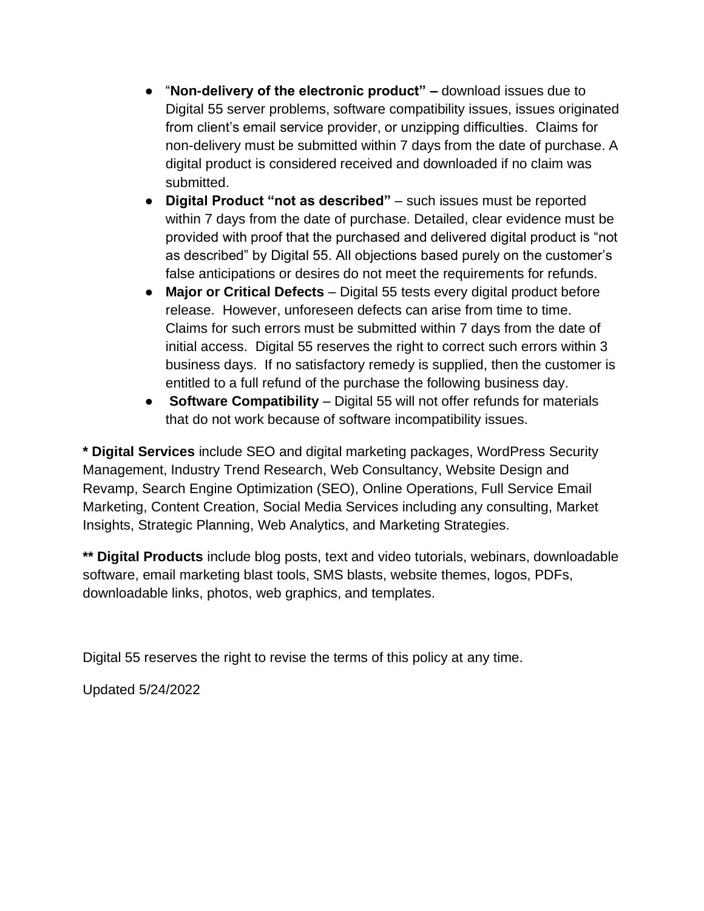- "**Non-delivery of the electronic product" –** download issues due to Digital 55 server problems, software compatibility issues, issues originated from client's email service provider, or unzipping difficulties. Claims for non-delivery must be submitted within 7 days from the date of purchase. A digital product is considered received and downloaded if no claim was submitted.
- **Digital Product "not as described"** – such issues must be reported within 7 days from the date of purchase. Detailed, clear evidence must be provided with proof that the purchased and delivered digital product is "not as described" by Digital 55. All objections based purely on the customer's false anticipations or desires do not meet the requirements for refunds.
- **Major or Critical Defects** – Digital 55 tests every digital product before release. However, unforeseen defects can arise from time to time. Claims for such errors must be submitted within 7 days from the date of initial access. Digital 55 reserves the right to correct such errors within 3 business days. If no satisfactory remedy is supplied, then the customer is entitled to a full refund of the purchase the following business day.
- **Software Compatibility** – Digital 55 will not offer refunds for materials that do not work because of software incompatibility issues.

**\* Digital Services** include SEO and digital marketing packages, WordPress Security Management, Industry Trend Research, Web Consultancy, Website Design and Revamp, Search Engine Optimization (SEO), Online Operations, Full Service Email Marketing, Content Creation, Social Media Services including any consulting, Market Insights, Strategic Planning, Web Analytics, and Marketing Strategies.

**\*\* Digital Products** include blog posts, text and video tutorials, webinars, downloadable software, email marketing blast tools, SMS blasts, website themes, logos, PDFs, downloadable links, photos, web graphics, and templates.

Digital 55 reserves the right to revise the terms of this policy at any time.

Updated 5/24/2022